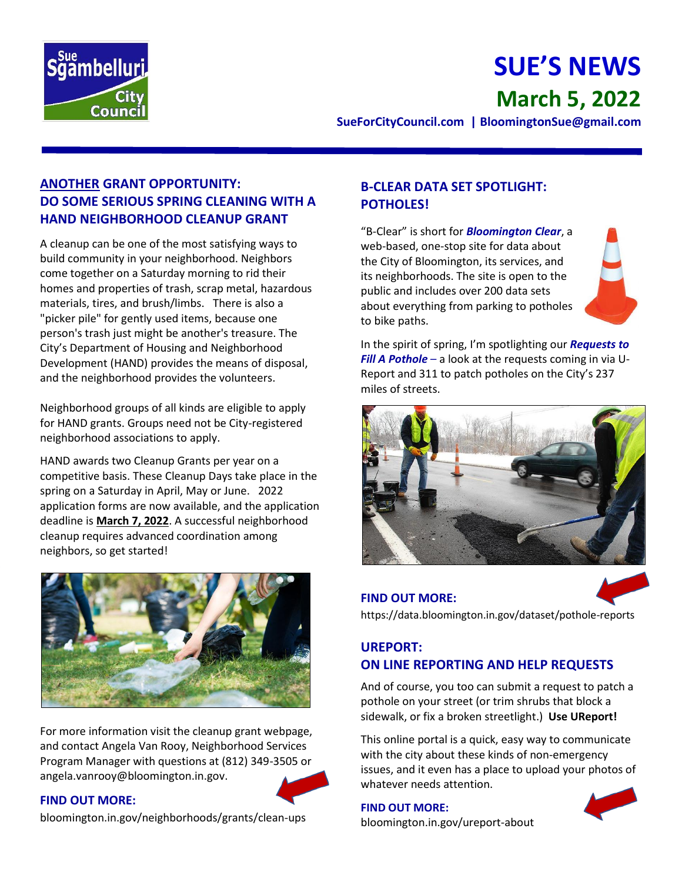# SUE'S NEWS

## March 5, 2022

**SueForCityCouncil.com | BloomingtonSue@gmail.com**

---

## ANOTHER GRANT OPPORTUNITY: DO SOME SERIOUS SPRING CLEANING WITH A HAND NEIGHBORHOOD CLEANUP GRANT

A cleanup can be one of the most satisfying ways to build community in your neighborhood. Neighbors come together on a Saturday morning to rid their homes and properties of trash, scrap metal, hazardous materials, tires, and brush/limbs. There is also a "picker pile" for gently used items, because one person's trash just might be another's treasure. The City's Department of Housing and Neighborhood Development (HAND) provides the means of disposal, and the neighborhood provides the volunteers.

Neighborhood groups of all kinds are eligible to apply for HAND grants. Groups need not be City-registered neighborhood associations to apply.

HAND awards two Cleanup Grants per year on a competitive basis. These Cleanup Days take place in the spring on a Saturday in April, May or June. 2022 application forms are now available, and the application deadline is **March 7, 2022**. A successful neighborhood cleanup requires advanced coordination among neighbors, so get started!

For more information visit the cleanup grant webpage, and contact Angela Van Rooy, Neighborhood Services Program Manager with questions at (812) 349-3505 or angela.vanrooy@bloomington.in.gov.

**FIND OUT MORE:**
bloomington.in.gov/neighborhoods/grants/clean-ups

## B-CLEAR DATA SET SPOTLIGHT: POTHOLES!

"B-Clear" is short for ***Bloomington Clear***, a web-based, one-stop site for data about the City of Bloomington, its services, and its neighborhoods. The site is open to the public and includes over 200 data sets about everything from parking to potholes to bike paths.

In the spirit of spring, I'm spotlighting our ***Requests to Fill A Pothole*** – a look at the requests coming in via U-Report and 311 to patch potholes on the City's 237 miles of streets.

**FIND OUT MORE:**
https://data.bloomington.in.gov/dataset/pothole-reports

## UREPORT: ON LINE REPORTING AND HELP REQUESTS

And of course, you too can submit a request to patch a pothole on your street (or trim shrubs that block a sidewalk, or fix a broken streetlight.) **Use UReport!**

This online portal is a quick, easy way to communicate with the city about these kinds of non-emergency issues, and it even has a place to upload your photos of whatever needs attention.

**FIND OUT MORE:**
bloomington.in.gov/ureport-about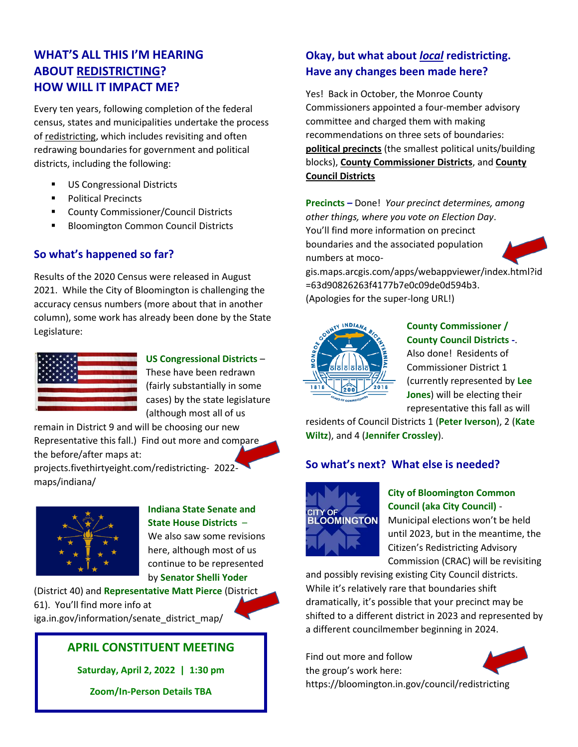## WHAT'S ALL THIS I'M HEARING ABOUT REDISTRICTING? HOW WILL IT IMPACT ME?

Every ten years, following completion of the federal census, states and municipalities undertake the process of redistricting, which includes revisiting and often redrawing boundaries for government and political districts, including the following:

- US Congressional Districts
- Political Precincts
- County Commissioner/Council Districts
- Bloomington Common Council Districts

### So what's happened so far?

Results of the 2020 Census were released in August 2021. While the City of Bloomington is challenging the accuracy census numbers (more about that in another column), some work has already been done by the State Legislature:

**US Congressional Districts** – These have been redrawn (fairly substantially in some cases) by the state legislature (although most all of us remain in District 9 and will be choosing our new Representative this fall.) Find out more and compare the before/after maps at: projects.fivethirtyeight.com/redistricting- 2022-maps/indiana/

**Indiana State Senate and State House Districts** – We also saw some revisions here, although most of us continue to be represented by **Senator Shelli Yoder** (District 40) and **Representative Matt Pierce** (District 61). You'll find more info at iga.in.gov/information/senate_district_map/

**APRIL CONSTITUENT MEETING**

**Saturday, April 2, 2022 | 1:30 pm**

**Zoom/In-Person Details TBA**

### Okay, but what about *local* redistricting. Have any changes been made here?

Yes! Back in October, the Monroe County Commissioners appointed a four-member advisory committee and charged them with making recommendations on three sets of boundaries: **political precincts** (the smallest political units/building blocks), **County Commissioner Districts**, and **County Council Districts**

**Precincts –** Done! *Your precinct determines, among other things, where you vote on Election Day*. You'll find more information on precinct boundaries and the associated population numbers at moco-gis.maps.arcgis.com/apps/webappviewer/index.html?id=63d90826263f4177b7e0c09de0d594b3. (Apologies for the super-long URL!)

**County Commissioner / County Council Districts -**. Also done! Residents of Commissioner District 1 (currently represented by **Lee Jones**) will be electing their representative this fall as will residents of Council Districts 1 (**Peter Iverson**), 2 (**Kate Wiltz**), and 4 (**Jennifer Crossley**).

### So what's next? What else is needed?

**City of Bloomington Common Council (aka City Council)** - Municipal elections won't be held until 2023, but in the meantime, the Citizen's Redistricting Advisory Commission (CRAC) will be revisiting and possibly revising existing City Council districts. While it's relatively rare that boundaries shift dramatically, it's possible that your precinct may be shifted to a different district in 2023 and represented by a different councilmember beginning in 2024.

Find out more and follow the group's work here: https://bloomington.in.gov/council/redistricting